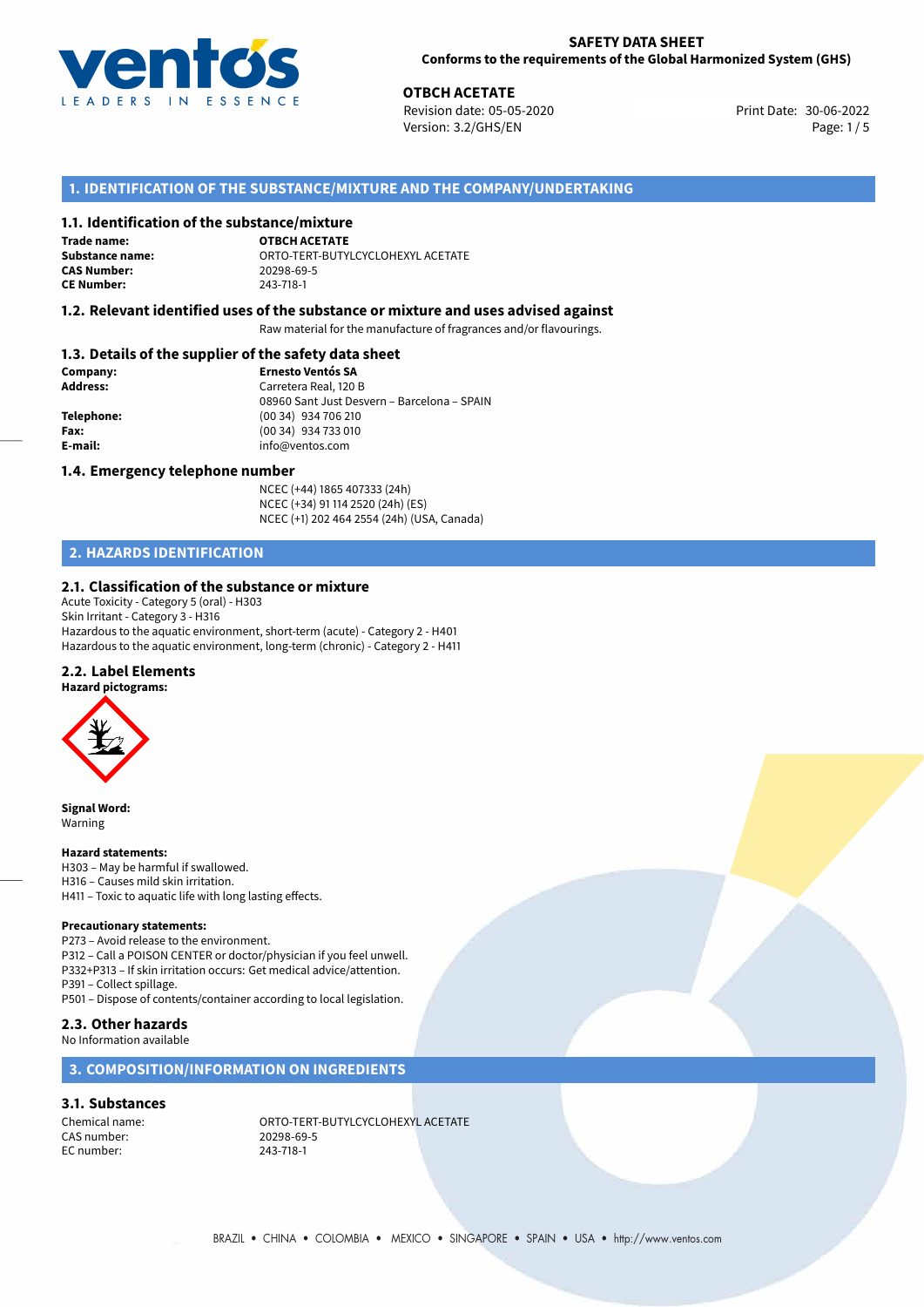**SAFETY DATA SHEET**
**Conforms to the requirements of the Global Harmonized System (GHS)**

**OTBCH ACETATE**
Revision date: 05-05-2020
Version: 3.2/GHS/EN
Print Date: 30-06-2022

## 1. IDENTIFICATION OF THE SUBSTANCE/MIXTURE AND THE COMPANY/UNDERTAKING

### 1.1. Identification of the substance/mixture

**Trade name:** **OTBCH ACETATE**
**Substance name:** ORTO-TERT-BUTYLCYCLOHEXYL ACETATE
**CAS Number:** 20298-69-5
**CE Number:** 243-718-1

### 1.2. Relevant identified uses of the substance or mixture and uses advised against

Raw material for the manufacture of fragrances and/or flavourings.

### 1.3. Details of the supplier of the safety data sheet

**Company:** **Ernesto Ventós SA**
**Address:** Carretera Real, 120 B
08960 Sant Just Desvern – Barcelona – SPAIN
**Telephone:** (00 34) 934 706 210
**Fax:** (00 34) 934 733 010
**E-mail:** info@ventos.com

### 1.4. Emergency telephone number

NCEC (+44) 1865 407333 (24h)
NCEC (+34) 91 114 2520 (24h) (ES)
NCEC (+1) 202 464 2554 (24h) (USA, Canada)

## 2. HAZARDS IDENTIFICATION

### 2.1. Classification of the substance or mixture

Acute Toxicity - Category 5 (oral) - H303
Skin Irritant - Category 3 - H316
Hazardous to the aquatic environment, short-term (acute) - Category 2 - H401
Hazardous to the aquatic environment, long-term (chronic) - Category 2 - H411

### 2.2. Label Elements

**Hazard pictograms:**

**Signal Word:**
Warning

**Hazard statements:**
H303 – May be harmful if swallowed.
H316 – Causes mild skin irritation.
H411 – Toxic to aquatic life with long lasting effects.

**Precautionary statements:**
P273 – Avoid release to the environment.
P312 – Call a POISON CENTER or doctor/physician if you feel unwell.
P332+P313 – If skin irritation occurs: Get medical advice/attention.
P391 – Collect spillage.
P501 – Dispose of contents/container according to local legislation.

### 2.3. Other hazards

No Information available

## 3. COMPOSITION/INFORMATION ON INGREDIENTS

### 3.1. Substances

Chemical name: ORTO-TERT-BUTYLCYCLOHEXYL ACETATE
CAS number: 20298-69-5
EC number: 243-718-1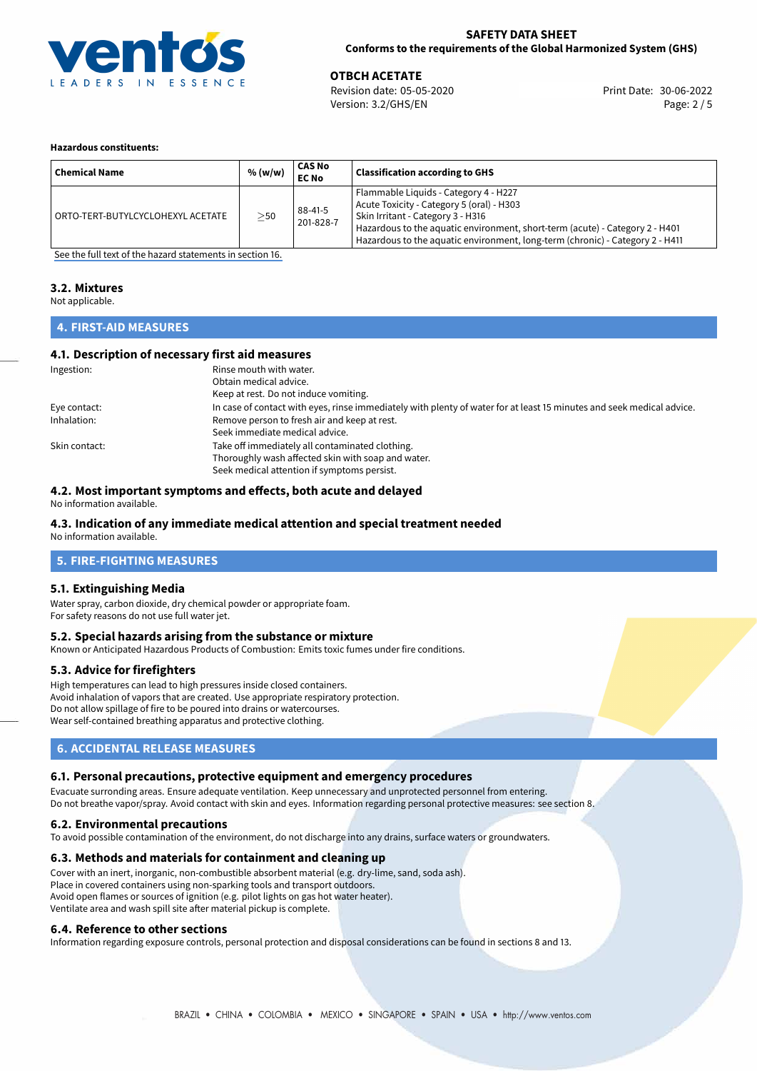**Hazardous constituents:**

| Chemical Name | % (w/w) | CAS No<br>EC No | Classification according to GHS |
|---|---|---|---|
| ORTO-TERT-BUTYLCYCLOHEXYL ACETATE | ≥50 | 88-41-5<br>201-828-7 | Flammable Liquids - Category 4 - H227<br>Acute Toxicity - Category 5 (oral) - H303<br>Skin Irritant - Category 3 - H316<br>Hazardous to the aquatic environment, short-term (acute) - Category 2 - H401<br>Hazardous to the aquatic environment, long-term (chronic) - Category 2 - H411 |

See the full text of the hazard statements in section 16.

### 3.2. Mixtures

Not applicable.

## 4. FIRST-AID MEASURES

### 4.1. Description of necessary first aid measures

Ingestion: Rinse mouth with water.
Obtain medical advice.
Keep at rest. Do not induce vomiting.

Eye contact: In case of contact with eyes, rinse immediately with plenty of water for at least 15 minutes and seek medical advice.

Inhalation: Remove person to fresh air and keep at rest.
Seek immediate medical advice.

Skin contact: Take off immediately all contaminated clothing.
Thoroughly wash affected skin with soap and water.
Seek medical attention if symptoms persist.

### 4.2. Most important symptoms and effects, both acute and delayed

No information available.

### 4.3. Indication of any immediate medical attention and special treatment needed

No information available.

## 5. FIRE-FIGHTING MEASURES

### 5.1. Extinguishing Media

Water spray, carbon dioxide, dry chemical powder or appropriate foam.
For safety reasons do not use full water jet.

### 5.2. Special hazards arising from the substance or mixture

Known or Anticipated Hazardous Products of Combustion: Emits toxic fumes under fire conditions.

### 5.3. Advice for firefighters

High temperatures can lead to high pressures inside closed containers.
Avoid inhalation of vapors that are created. Use appropriate respiratory protection.
Do not allow spillage of fire to be poured into drains or watercourses.
Wear self-contained breathing apparatus and protective clothing.

## 6. ACCIDENTAL RELEASE MEASURES

### 6.1. Personal precautions, protective equipment and emergency procedures

Evacuate surronding areas. Ensure adequate ventilation. Keep unnecessary and unprotected personnel from entering.
Do not breathe vapor/spray. Avoid contact with skin and eyes. Information regarding personal protective measures: see section 8.

### 6.2. Environmental precautions

To avoid possible contamination of the environment, do not discharge into any drains, surface waters or groundwaters.

### 6.3. Methods and materials for containment and cleaning up

Cover with an inert, inorganic, non-combustible absorbent material (e.g. dry-lime, sand, soda ash).
Place in covered containers using non-sparking tools and transport outdoors.
Avoid open flames or sources of ignition (e.g. pilot lights on gas hot water heater).
Ventilate area and wash spill site after material pickup is complete.

### 6.4. Reference to other sections

Information regarding exposure controls, personal protection and disposal considerations can be found in sections 8 and 13.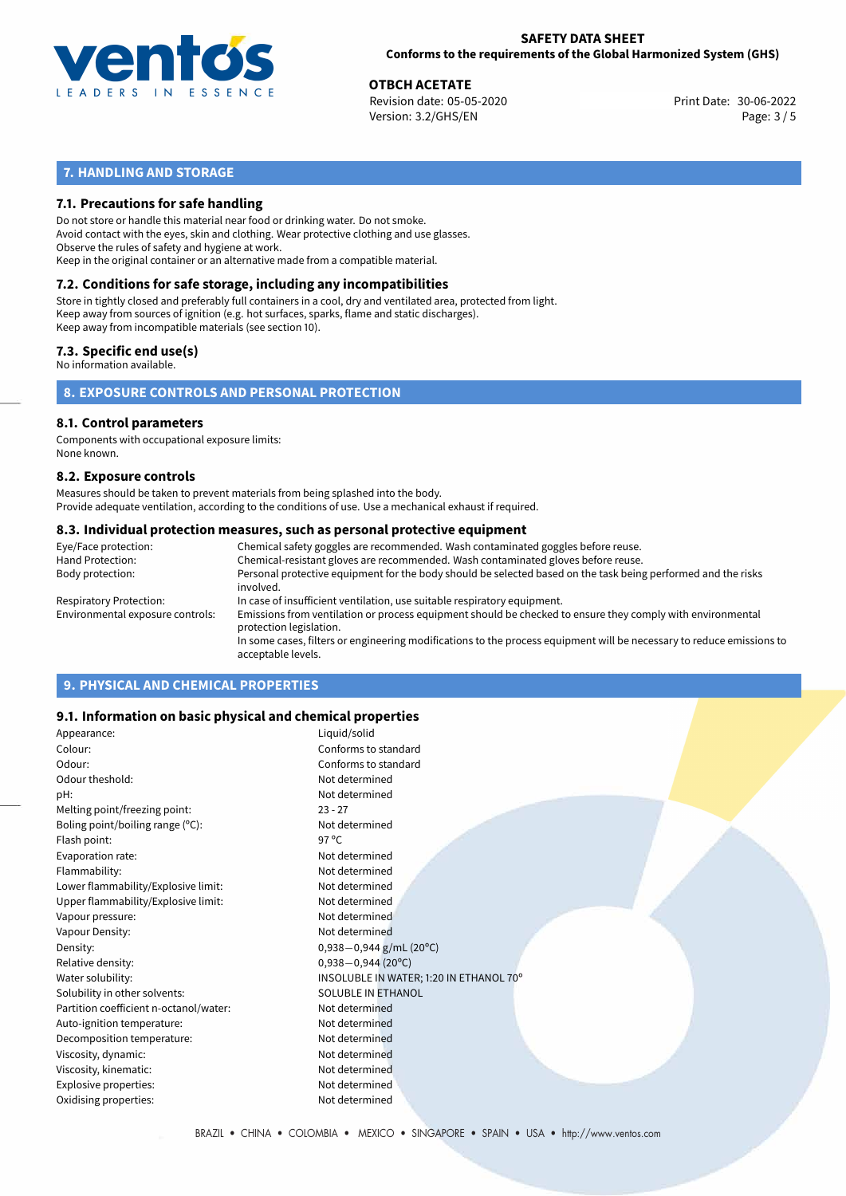## 7. HANDLING AND STORAGE

### 7.1. Precautions for safe handling

Do not store or handle this material near food or drinking water. Do not smoke.
Avoid contact with the eyes, skin and clothing. Wear protective clothing and use glasses.
Observe the rules of safety and hygiene at work.
Keep in the original container or an alternative made from a compatible material.

### 7.2. Conditions for safe storage, including any incompatibilities

Store in tightly closed and preferably full containers in a cool, dry and ventilated area, protected from light.
Keep away from sources of ignition (e.g. hot surfaces, sparks, flame and static discharges).
Keep away from incompatible materials (see section 10).

### 7.3. Specific end use(s)

No information available.

## 8. EXPOSURE CONTROLS AND PERSONAL PROTECTION

### 8.1. Control parameters

Components with occupational exposure limits:
None known.

### 8.2. Exposure controls

Measures should be taken to prevent materials from being splashed into the body.
Provide adequate ventilation, according to the conditions of use. Use a mechanical exhaust if required.

### 8.3. Individual protection measures, such as personal protective equipment

| | |
|---|---|
| Eye/Face protection: | Chemical safety goggles are recommended. Wash contaminated goggles before reuse. |
| Hand Protection: | Chemical-resistant gloves are recommended. Wash contaminated gloves before reuse. |
| Body protection: | Personal protective equipment for the body should be selected based on the task being performed and the risks involved. |
| Respiratory Protection: | In case of insufficient ventilation, use suitable respiratory equipment. |
| Environmental exposure controls: | Emissions from ventilation or process equipment should be checked to ensure they comply with environmental protection legislation.<br>In some cases, filters or engineering modifications to the process equipment will be necessary to reduce emissions to acceptable levels. |

## 9. PHYSICAL AND CHEMICAL PROPERTIES

### 9.1. Information on basic physical and chemical properties

| | |
|---|---|
| Appearance: | Liquid/solid |
| Colour: | Conforms to standard |
| Odour: | Conforms to standard |
| Odour theshold: | Not determined |
| pH: | Not determined |
| Melting point/freezing point: | 23 - 27 |
| Boling point/boiling range (°C): | Not determined |
| Flash point: | 97 °C |
| Evaporation rate: | Not determined |
| Flammability: | Not determined |
| Lower flammability/Explosive limit: | Not determined |
| Upper flammability/Explosive limit: | Not determined |
| Vapour pressure: | Not determined |
| Vapour Density: | Not determined |
| Density: | 0,938−0,944 g/mL (20°C) |
| Relative density: | 0,938−0,944 (20°C) |
| Water solubility: | INSOLUBLE IN WATER; 1:20 IN ETHANOL 70° |
| Solubility in other solvents: | SOLUBLE IN ETHANOL |
| Partition coefficient n-octanol/water: | Not determined |
| Auto-ignition temperature: | Not determined |
| Decomposition temperature: | Not determined |
| Viscosity, dynamic: | Not determined |
| Viscosity, kinematic: | Not determined |
| Explosive properties: | Not determined |
| Oxidising properties: | Not determined |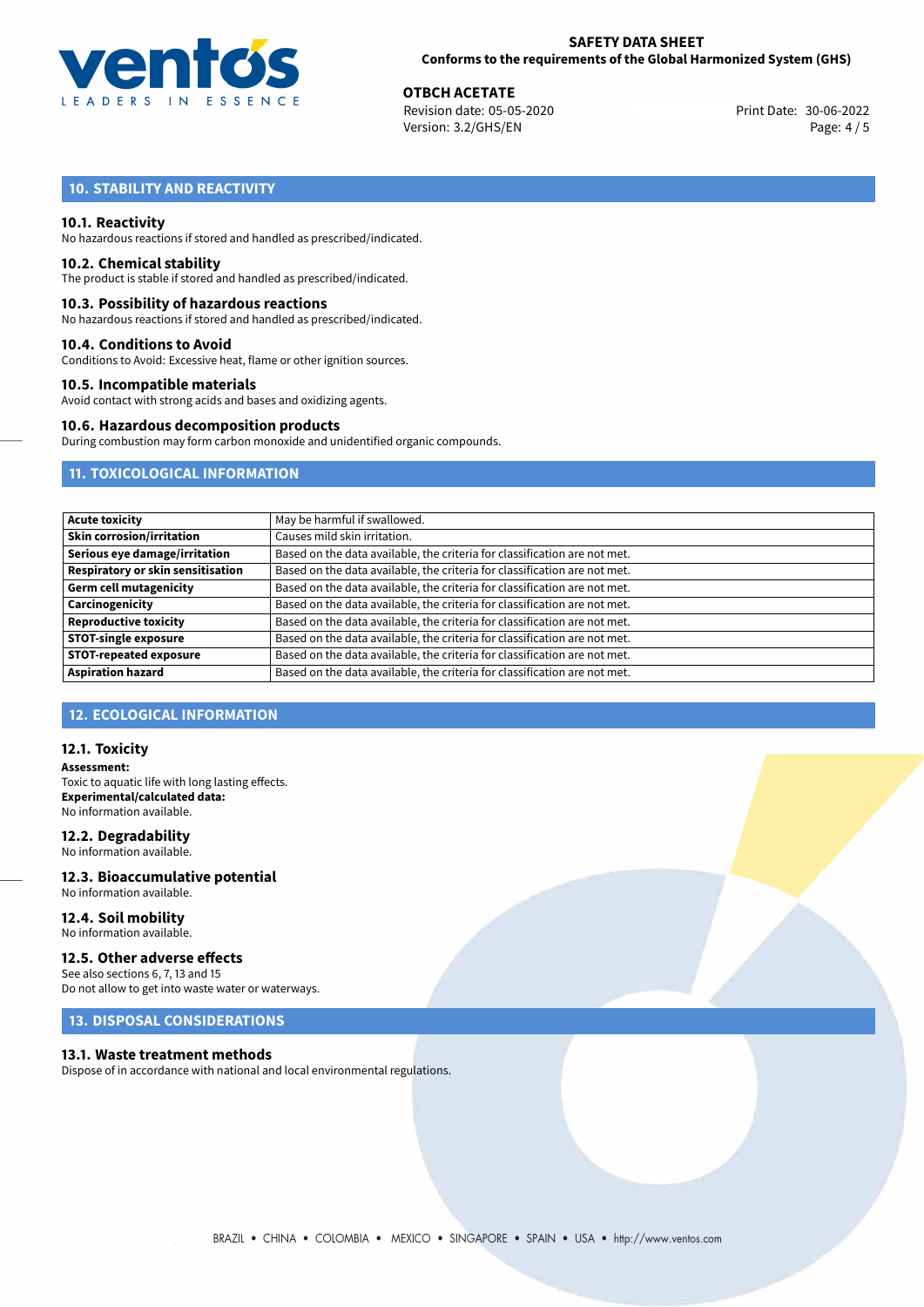## 10. STABILITY AND REACTIVITY

### 10.1. Reactivity
No hazardous reactions if stored and handled as prescribed/indicated.

### 10.2. Chemical stability
The product is stable if stored and handled as prescribed/indicated.

### 10.3. Possibility of hazardous reactions
No hazardous reactions if stored and handled as prescribed/indicated.

### 10.4. Conditions to Avoid
Conditions to Avoid: Excessive heat, flame or other ignition sources.

### 10.5. Incompatible materials
Avoid contact with strong acids and bases and oxidizing agents.

### 10.6. Hazardous decomposition products
During combustion may form carbon monoxide and unidentified organic compounds.

## 11. TOXICOLOGICAL INFORMATION

| | |
|---|---|
| **Acute toxicity** | May be harmful if swallowed. |
| **Skin corrosion/irritation** | Causes mild skin irritation. |
| **Serious eye damage/irritation** | Based on the data available, the criteria for classification are not met. |
| **Respiratory or skin sensitisation** | Based on the data available, the criteria for classification are not met. |
| **Germ cell mutagenicity** | Based on the data available, the criteria for classification are not met. |
| **Carcinogenicity** | Based on the data available, the criteria for classification are not met. |
| **Reproductive toxicity** | Based on the data available, the criteria for classification are not met. |
| **STOT-single exposure** | Based on the data available, the criteria for classification are not met. |
| **STOT-repeated exposure** | Based on the data available, the criteria for classification are not met. |
| **Aspiration hazard** | Based on the data available, the criteria for classification are not met. |

## 12. ECOLOGICAL INFORMATION

### 12.1. Toxicity
**Assessment:**
Toxic to aquatic life with long lasting effects.
**Experimental/calculated data:**
No information available.

### 12.2. Degradability
No information available.

### 12.3. Bioaccumulative potential
No information available.

### 12.4. Soil mobility
No information available.

### 12.5. Other adverse effects
See also sections 6, 7, 13 and 15
Do not allow to get into waste water or waterways.

## 13. DISPOSAL CONSIDERATIONS

### 13.1. Waste treatment methods
Dispose of in accordance with national and local environmental regulations.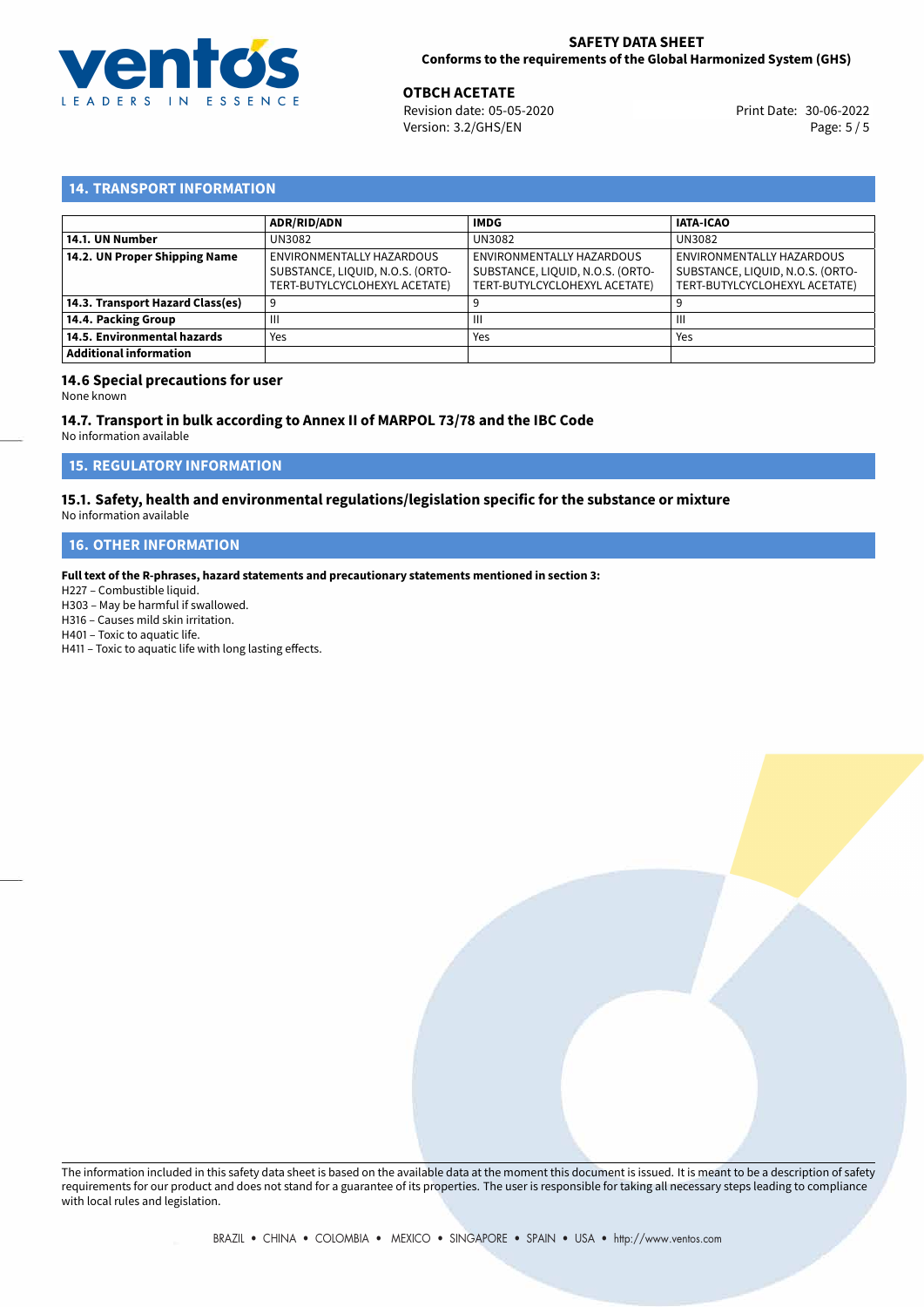## 14. TRANSPORT INFORMATION

| | ADR/RID/ADN | IMDG | IATA-ICAO |
|---|---|---|---|
| **14.1. UN Number** | UN3082 | UN3082 | UN3082 |
| **14.2. UN Proper Shipping Name** | ENVIRONMENTALLY HAZARDOUS SUBSTANCE, LIQUID, N.O.S. (ORTO-TERT-BUTYLCYCLOHEXYL ACETATE) | ENVIRONMENTALLY HAZARDOUS SUBSTANCE, LIQUID, N.O.S. (ORTO-TERT-BUTYLCYCLOHEXYL ACETATE) | ENVIRONMENTALLY HAZARDOUS SUBSTANCE, LIQUID, N.O.S. (ORTO-TERT-BUTYLCYCLOHEXYL ACETATE) |
| **14.3. Transport Hazard Class(es)** | 9 | 9 | 9 |
| **14.4. Packing Group** | III | III | III |
| **14.5. Environmental hazards** | Yes | Yes | Yes |
| **Additional information** | | | |

### 14.6 Special precautions for user

None known

### 14.7. Transport in bulk according to Annex II of MARPOL 73/78 and the IBC Code

No information available

## 15. REGULATORY INFORMATION

### 15.1. Safety, health and environmental regulations/legislation specific for the substance or mixture

No information available

## 16. OTHER INFORMATION

**Full text of the R-phrases, hazard statements and precautionary statements mentioned in section 3:**

H227 – Combustible liquid.
H303 – May be harmful if swallowed.
H316 – Causes mild skin irritation.
H401 – Toxic to aquatic life.
H411 – Toxic to aquatic life with long lasting effects.

The information included in this safety data sheet is based on the available data at the moment this document is issued. It is meant to be a description of safety requirements for our product and does not stand for a guarantee of its properties. The user is responsible for taking all necessary steps leading to compliance with local rules and legislation.